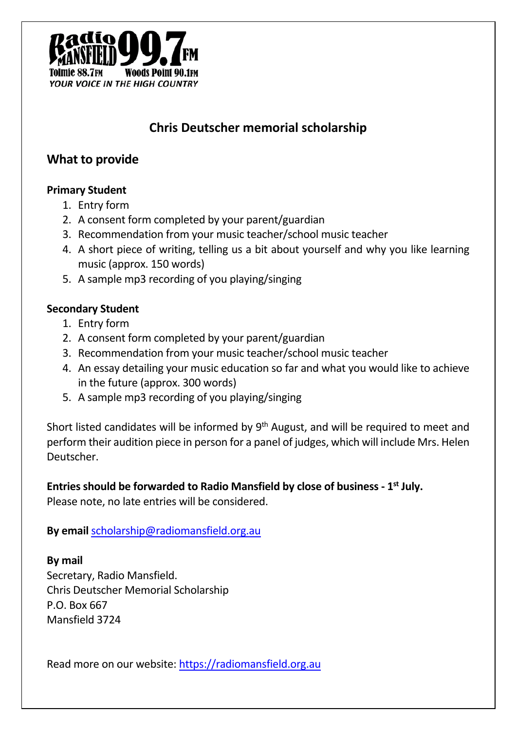Radio Mansfield 99.7FM
Tolmie 88.7FM Woods Point 90.1FM
*YOUR VOICE IN THE HIGH COUNTRY*

# Chris Deutscher memorial scholarship

## What to provide

**Primary Student**

1. Entry form
2. A consent form completed by your parent/guardian
3. Recommendation from your music teacher/school music teacher
4. A short piece of writing, telling us a bit about yourself and why you like learning music (approx. 150 words)
5. A sample mp3 recording of you playing/singing

**Secondary Student**

1. Entry form
2. A consent form completed by your parent/guardian
3. Recommendation from your music teacher/school music teacher
4. An essay detailing your music education so far and what you would like to achieve in the future (approx. 300 words)
5. A sample mp3 recording of you playing/singing

Short listed candidates will be informed by 9th August, and will be required to meet and perform their audition piece in person for a panel of judges, which will include Mrs. Helen Deutscher.

**Entries should be forwarded to Radio Mansfield by close of business - 1st July.**
Please note, no late entries will be considered.

**By email** [scholarship@radiomansfield.org.au](mailto:scholarship@radiomansfield.org.au)

**By mail**
Secretary, Radio Mansfield.
Chris Deutscher Memorial Scholarship
P.O. Box 667
Mansfield 3724

Read more on our website: [https://radiomansfield.org.au](https://radiomansfield.org.au)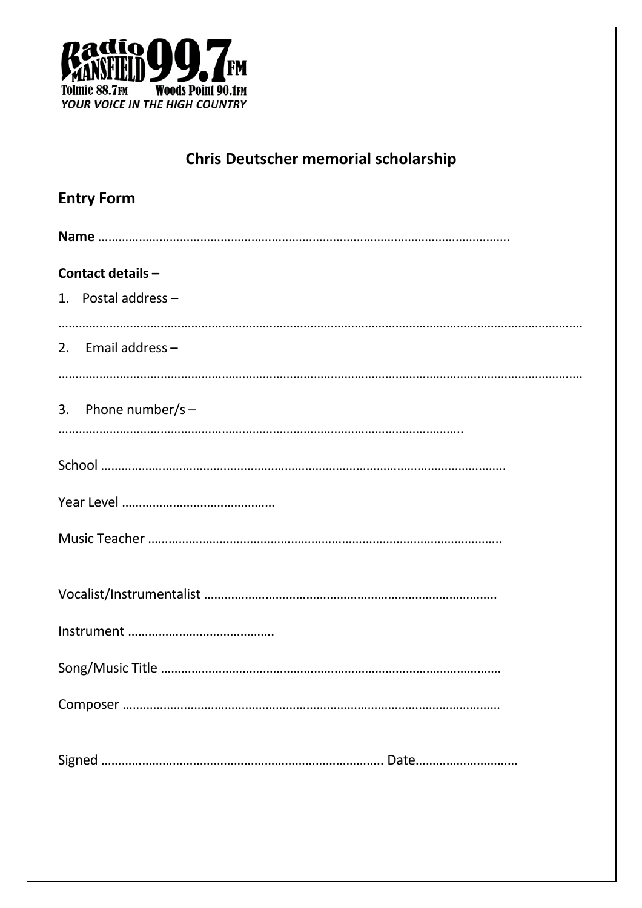Radio Mansfield 99.7FM
Tolmie 88.7FM Woods Point 90.1FM
*YOUR VOICE IN THE HIGH COUNTRY*

## Chris Deutscher memorial scholarship

### Entry Form

**Name** ……………………………………………………………………………………………………

**Contact details –**

1. Postal address –

………………………………………………………………………………………………………………………

2. Email address –

………………………………………………………………………………………………………………………

3. Phone number/s –

…………………………………………………………………………………………………

School ……………………………………………………………………………………………………

Year Level ……………………………………

Music Teacher …………………………………………………………………………………………

Vocalist/Instrumentalist ………………………………………………………………………

Instrument ……………………………………

Song/Music Title ……………………………………………………………………………………

Composer ………………………………………………………………………………………………

Signed ……………………………………………………………………… Date………………………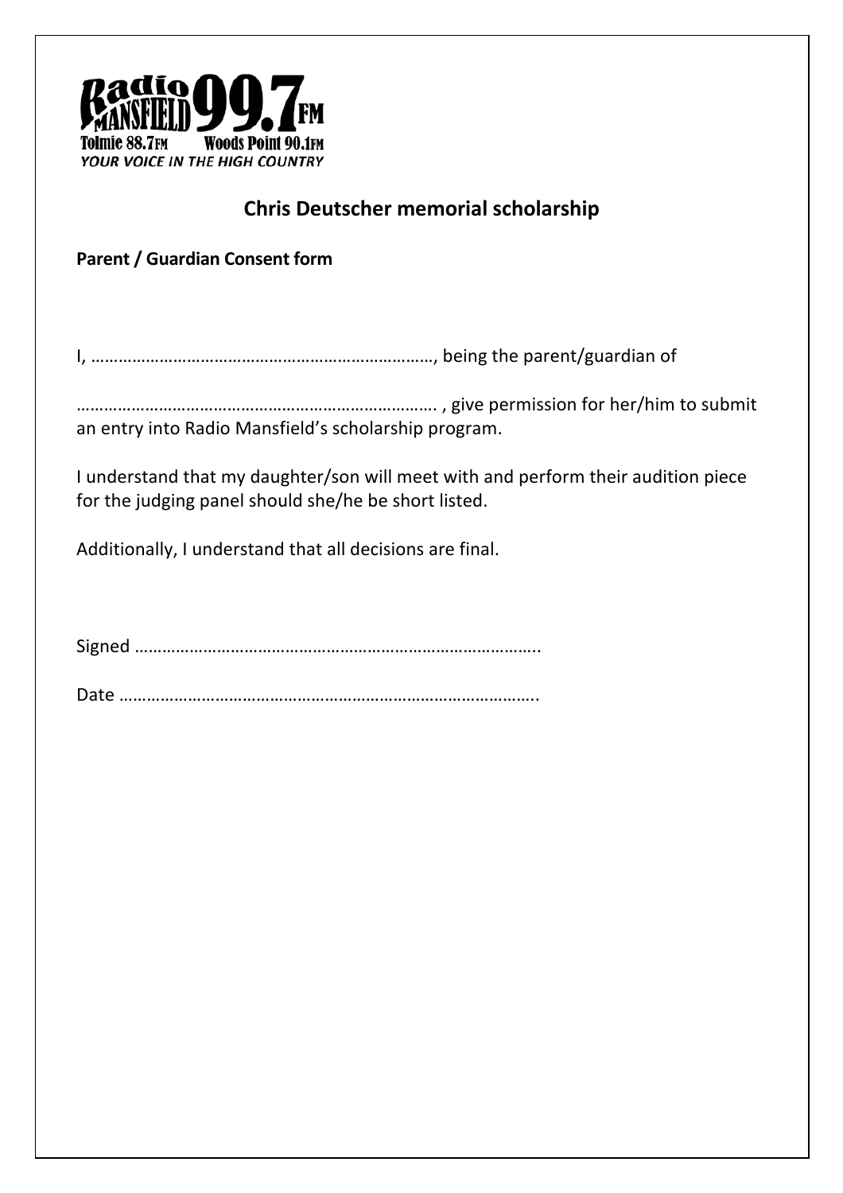Radio MANSFIELD 99.7FM
Tolmie 88.7FM Woods Point 90.1FM
*YOUR VOICE IN THE HIGH COUNTRY*

## Chris Deutscher memorial scholarship

**Parent / Guardian Consent form**

I, …………………………………………………………………, being the parent/guardian of

…………………………………………………………………… , give permission for her/him to submit an entry into Radio Mansfield's scholarship program.

I understand that my daughter/son will meet with and perform their audition piece for the judging panel should she/he be short listed.

Additionally, I understand that all decisions are final.

Signed ……………………………………………………………………………..

Date ………………………………………………………………………………..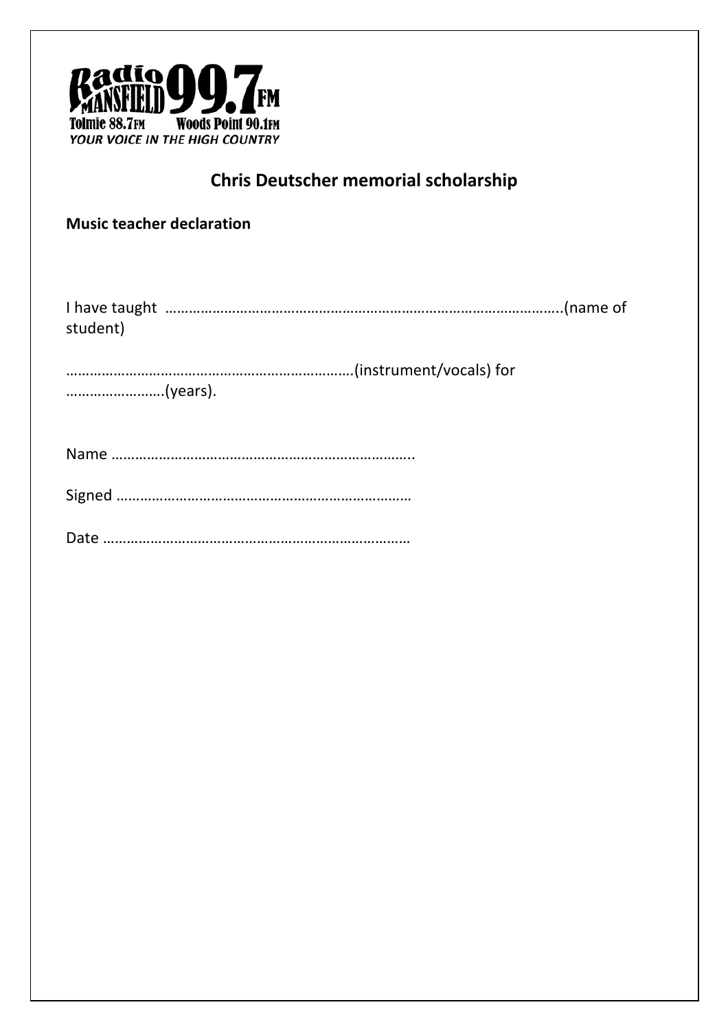Radio Mansfield 99.7FM
Tolmie 88.7FM Woods Point 90.1FM
*YOUR VOICE IN THE HIGH COUNTRY*

## Chris Deutscher memorial scholarship

**Music teacher declaration**

I have taught ……………………………………………………………………………………..(name of student)

……………………………………………………………….(instrument/vocals) for …………………….(years).

Name …………………………………………………………………..

Signed …………………………………………………………………

Date ……………………………………………………………………